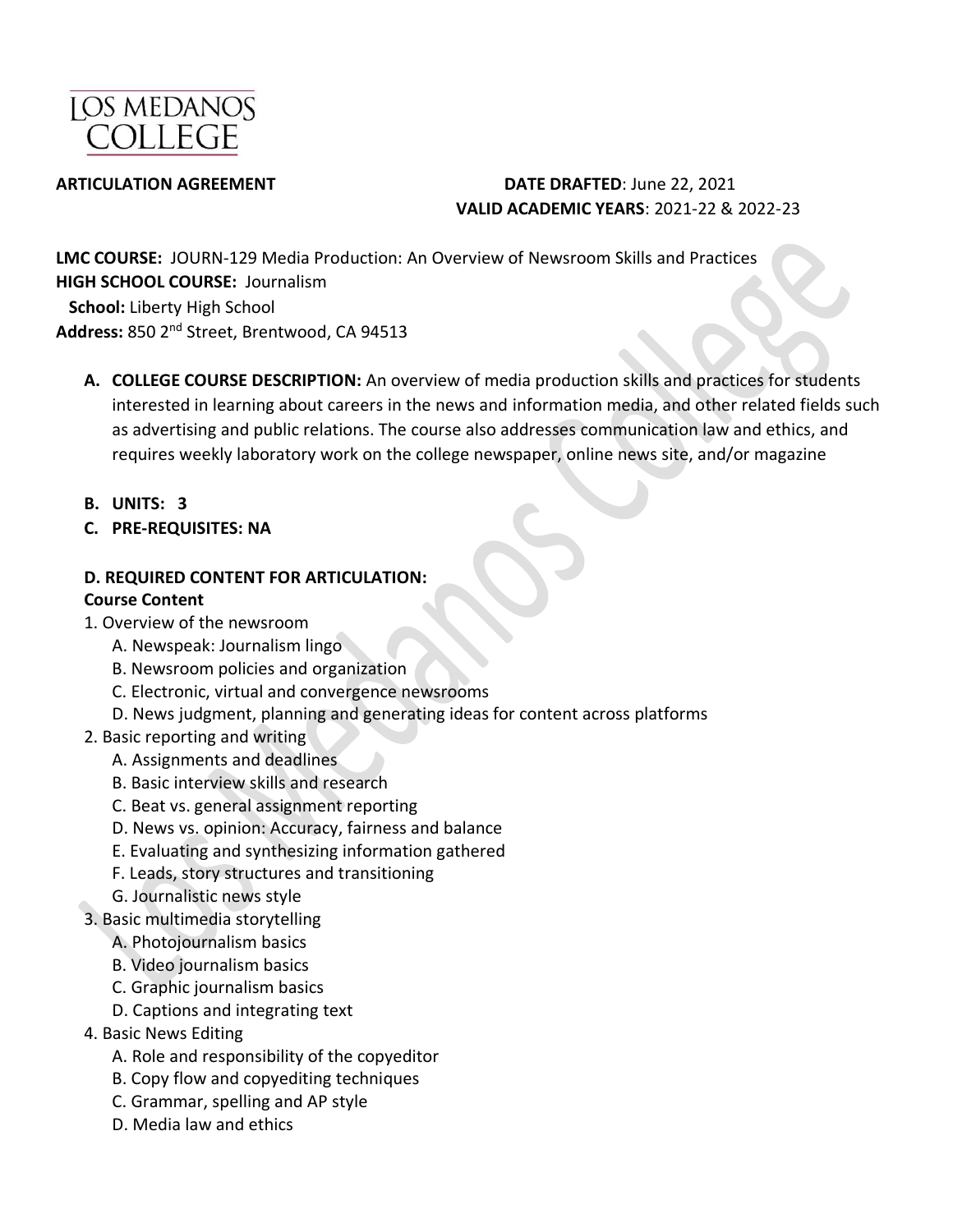LOS MEDANOS COLLEGE

**ARTICULATION AGREEMENT** **DATE DRAFTED**: June 22, 2021
**VALID ACADEMIC YEARS**: 2021-22 & 2022-23

**LMC COURSE:** JOURN-129 Media Production: An Overview of Newsroom Skills and Practices
**HIGH SCHOOL COURSE:** Journalism
**School:** Liberty High School
**Address:** 850 2nd Street, Brentwood, CA 94513

**A. COLLEGE COURSE DESCRIPTION:** An overview of media production skills and practices for students interested in learning about careers in the news and information media, and other related fields such as advertising and public relations. The course also addresses communication law and ethics, and requires weekly laboratory work on the college newspaper, online news site, and/or magazine

**B. UNITS: 3**

**C. PRE-REQUISITES: NA**

**D. REQUIRED CONTENT FOR ARTICULATION:**

**Course Content**

1. Overview of the newsroom
   - A. Newspeak: Journalism lingo
   - B. Newsroom policies and organization
   - C. Electronic, virtual and convergence newsrooms
   - D. News judgment, planning and generating ideas for content across platforms
2. Basic reporting and writing
   - A. Assignments and deadlines
   - B. Basic interview skills and research
   - C. Beat vs. general assignment reporting
   - D. News vs. opinion: Accuracy, fairness and balance
   - E. Evaluating and synthesizing information gathered
   - F. Leads, story structures and transitioning
   - G. Journalistic news style
3. Basic multimedia storytelling
   - A. Photojournalism basics
   - B. Video journalism basics
   - C. Graphic journalism basics
   - D. Captions and integrating text
4. Basic News Editing
   - A. Role and responsibility of the copyeditor
   - B. Copy flow and copyediting techniques
   - C. Grammar, spelling and AP style
   - D. Media law and ethics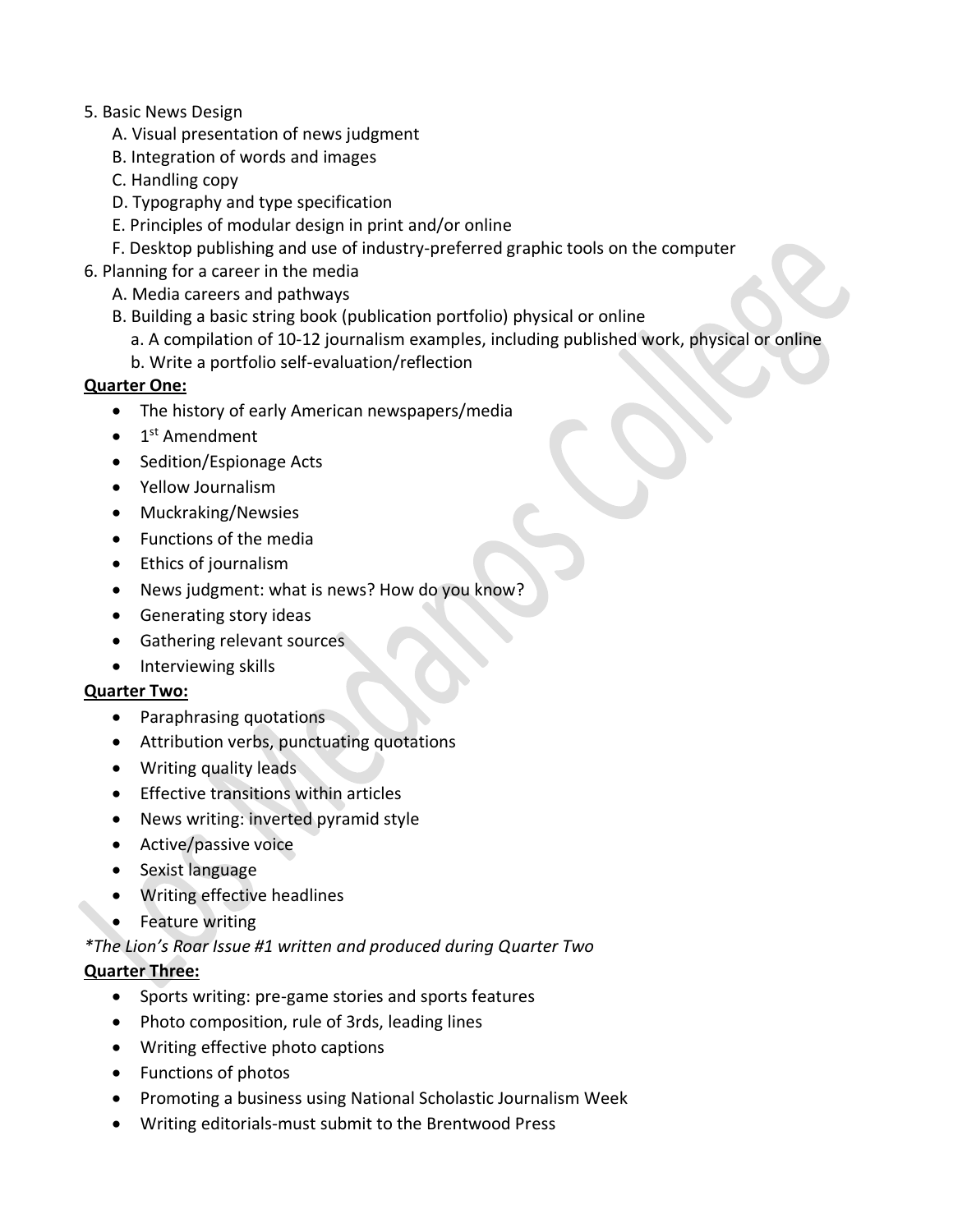5. Basic News Design
    A. Visual presentation of news judgment
    B. Integration of words and images
    C. Handling copy
    D. Typography and type specification
    E. Principles of modular design in print and/or online
    F. Desktop publishing and use of industry-preferred graphic tools on the computer
6. Planning for a career in the media
    A. Media careers and pathways
    B. Building a basic string book (publication portfolio) physical or online
        a. A compilation of 10-12 journalism examples, including published work, physical or online
        b. Write a portfolio self-evaluation/reflection

**Quarter One:**

- The history of early American newspapers/media
- 1st Amendment
- Sedition/Espionage Acts
- Yellow Journalism
- Muckraking/Newsies
- Functions of the media
- Ethics of journalism
- News judgment: what is news? How do you know?
- Generating story ideas
- Gathering relevant sources
- Interviewing skills

**Quarter Two:**

- Paraphrasing quotations
- Attribution verbs, punctuating quotations
- Writing quality leads
- Effective transitions within articles
- News writing: inverted pyramid style
- Active/passive voice
- Sexist language
- Writing effective headlines
- Feature writing

*\*The Lion's Roar Issue #1 written and produced during Quarter Two*

**Quarter Three:**

- Sports writing: pre-game stories and sports features
- Photo composition, rule of 3rds, leading lines
- Writing effective photo captions
- Functions of photos
- Promoting a business using National Scholastic Journalism Week
- Writing editorials-must submit to the Brentwood Press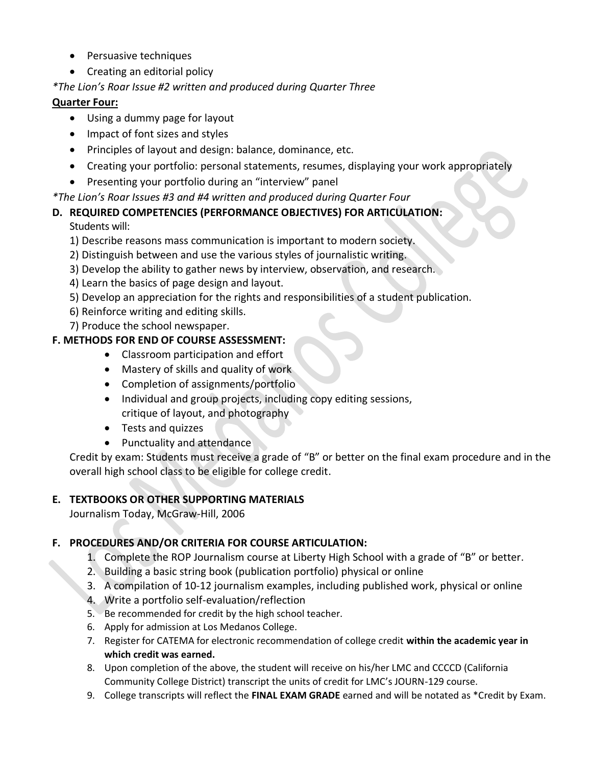- Persuasive techniques
- Creating an editorial policy

*\*The Lion's Roar Issue #2 written and produced during Quarter Three*

**Quarter Four:**

- Using a dummy page for layout
- Impact of font sizes and styles
- Principles of layout and design: balance, dominance, etc.
- Creating your portfolio: personal statements, resumes, displaying your work appropriately
- Presenting your portfolio during an "interview" panel

*\*The Lion's Roar Issues #3 and #4 written and produced during Quarter Four*

**D. REQUIRED COMPETENCIES (PERFORMANCE OBJECTIVES) FOR ARTICULATION:**

Students will:

1) Describe reasons mass communication is important to modern society.
2) Distinguish between and use the various styles of journalistic writing.
3) Develop the ability to gather news by interview, observation, and research.
4) Learn the basics of page design and layout.
5) Develop an appreciation for the rights and responsibilities of a student publication.
6) Reinforce writing and editing skills.
7) Produce the school newspaper.

**F. METHODS FOR END OF COURSE ASSESSMENT:**

- Classroom participation and effort
- Mastery of skills and quality of work
- Completion of assignments/portfolio
- Individual and group projects, including copy editing sessions, critique of layout, and photography
- Tests and quizzes
- Punctuality and attendance

Credit by exam: Students must receive a grade of "B" or better on the final exam procedure and in the overall high school class to be eligible for college credit.

**E. TEXTBOOKS OR OTHER SUPPORTING MATERIALS**

Journalism Today, McGraw-Hill, 2006

**F. PROCEDURES AND/OR CRITERIA FOR COURSE ARTICULATION:**

1. Complete the ROP Journalism course at Liberty High School with a grade of "B" or better.
2. Building a basic string book (publication portfolio) physical or online
3. A compilation of 10-12 journalism examples, including published work, physical or online
4. Write a portfolio self-evaluation/reflection
5. Be recommended for credit by the high school teacher.
6. Apply for admission at Los Medanos College.
7. Register for CATEMA for electronic recommendation of college credit **within the academic year in which credit was earned.**
8. Upon completion of the above, the student will receive on his/her LMC and CCCCD (California Community College District) transcript the units of credit for LMC's JOURN-129 course.
9. College transcripts will reflect the **FINAL EXAM GRADE** earned and will be notated as *Credit by Exam.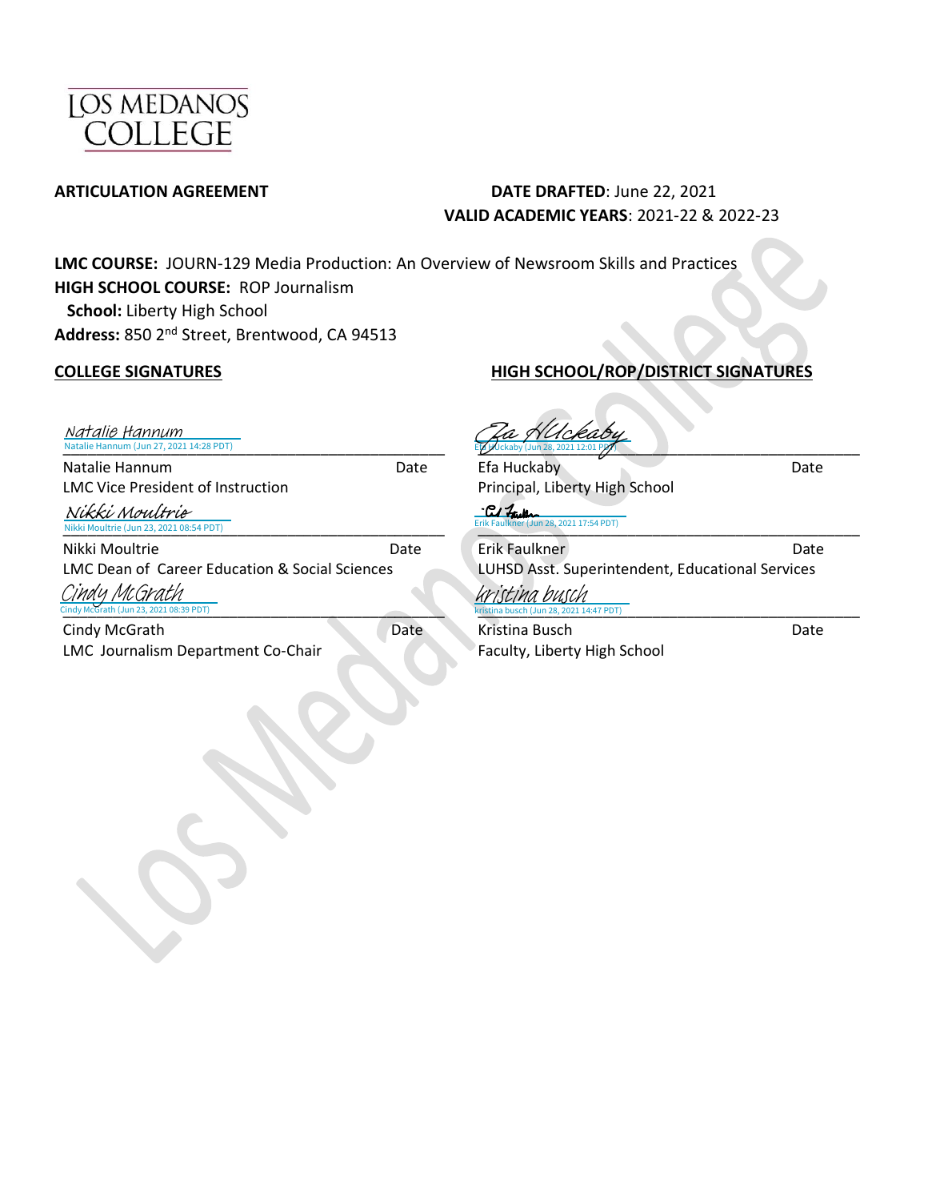LOS MEDANOS COLLEGE

**ARTICULATION AGREEMENT**

**DATE DRAFTED**: June 22, 2021
**VALID ACADEMIC YEARS**: 2021-22 & 2022-23

**LMC COURSE:** JOURN-129 Media Production: An Overview of Newsroom Skills and Practices
**HIGH SCHOOL COURSE:** ROP Journalism
**School:** Liberty High School
**Address:** 850 2nd Street, Brentwood, CA 94513

**COLLEGE SIGNATURES**

Natalie Hannum
Natalie Hannum (Jun 27, 2021 14:28 PDT)

Natalie Hannum — Date
LMC Vice President of Instruction

Nikki Moultrie
Nikki Moultrie (Jun 23, 2021 08:54 PDT)

Nikki Moultrie — Date
LMC Dean of Career Education & Social Sciences

Cindy McGrath
Cindy McGrath (Jun 23, 2021 08:39 PDT)

Cindy McGrath — Date
LMC Journalism Department Co-Chair

**HIGH SCHOOL/ROP/DISTRICT SIGNATURES**

Efa Huckaby
Efa Huckaby (Jun 28, 2021 12:01 PDT)

Efa Huckaby — Date
Principal, Liberty High School

Erik Faulkner
Erik Faulkner (Jun 28, 2021 17:54 PDT)

Erik Faulkner — Date
LUHSD Asst. Superintendent, Educational Services

kristina busch
kristina busch (Jun 28, 2021 14:47 PDT)

Kristina Busch — Date
Faculty, Liberty High School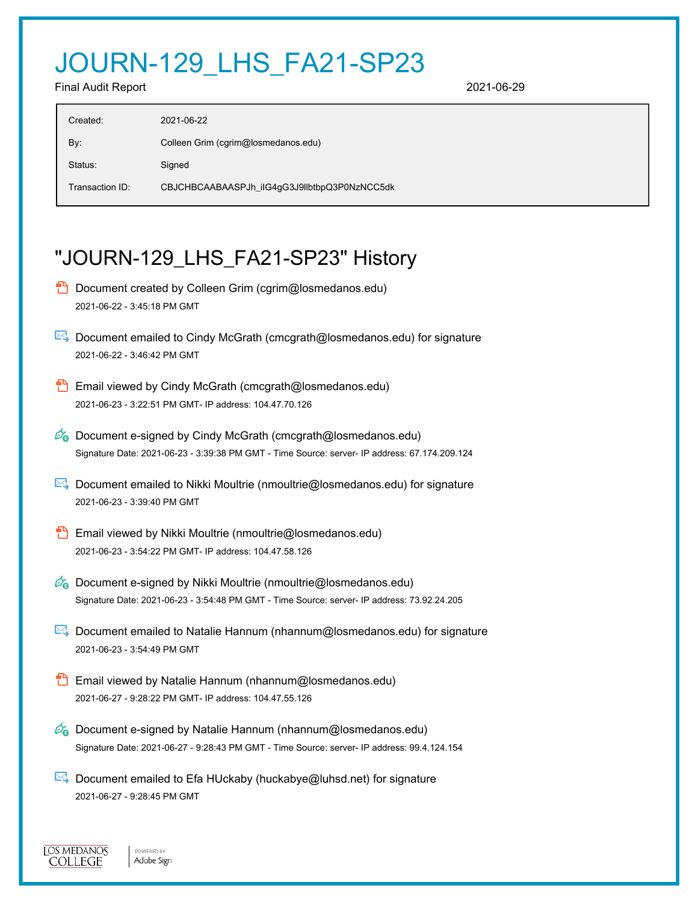# JOURN-129_LHS_FA21-SP23

Final Audit Report 2021-06-29

| | |
|---|---|
| Created: | 2021-06-22 |
| By: | Colleen Grim (cgrim@losmedanos.edu) |
| Status: | Signed |
| Transaction ID: | CBJCHBCAABAASPJh_iIG4gG3J9llbtbpQ3P0NzNCC5dk |

## "JOURN-129_LHS_FA21-SP23" History

- Document created by Colleen Grim (cgrim@losmedanos.edu)
  2021-06-22 - 3:45:18 PM GMT

- Document emailed to Cindy McGrath (cmcgrath@losmedanos.edu) for signature
  2021-06-22 - 3:46:42 PM GMT

- Email viewed by Cindy McGrath (cmcgrath@losmedanos.edu)
  2021-06-23 - 3:22:51 PM GMT- IP address: 104.47.70.126

- Document e-signed by Cindy McGrath (cmcgrath@losmedanos.edu)
  Signature Date: 2021-06-23 - 3:39:38 PM GMT - Time Source: server- IP address: 67.174.209.124

- Document emailed to Nikki Moultrie (nmoultrie@losmedanos.edu) for signature
  2021-06-23 - 3:39:40 PM GMT

- Email viewed by Nikki Moultrie (nmoultrie@losmedanos.edu)
  2021-06-23 - 3:54:22 PM GMT- IP address: 104.47.58.126

- Document e-signed by Nikki Moultrie (nmoultrie@losmedanos.edu)
  Signature Date: 2021-06-23 - 3:54:48 PM GMT - Time Source: server- IP address: 73.92.24.205

- Document emailed to Natalie Hannum (nhannum@losmedanos.edu) for signature
  2021-06-23 - 3:54:49 PM GMT

- Email viewed by Natalie Hannum (nhannum@losmedanos.edu)
  2021-06-27 - 9:28:22 PM GMT- IP address: 104.47.55.126

- Document e-signed by Natalie Hannum (nhannum@losmedanos.edu)
  Signature Date: 2021-06-27 - 9:28:43 PM GMT - Time Source: server- IP address: 99.4.124.154

- Document emailed to Efa HUckaby (huckabye@luhsd.net) for signature
  2021-06-27 - 9:28:45 PM GMT

LOS MEDANOS COLLEGE | POWERED BY Adobe Sign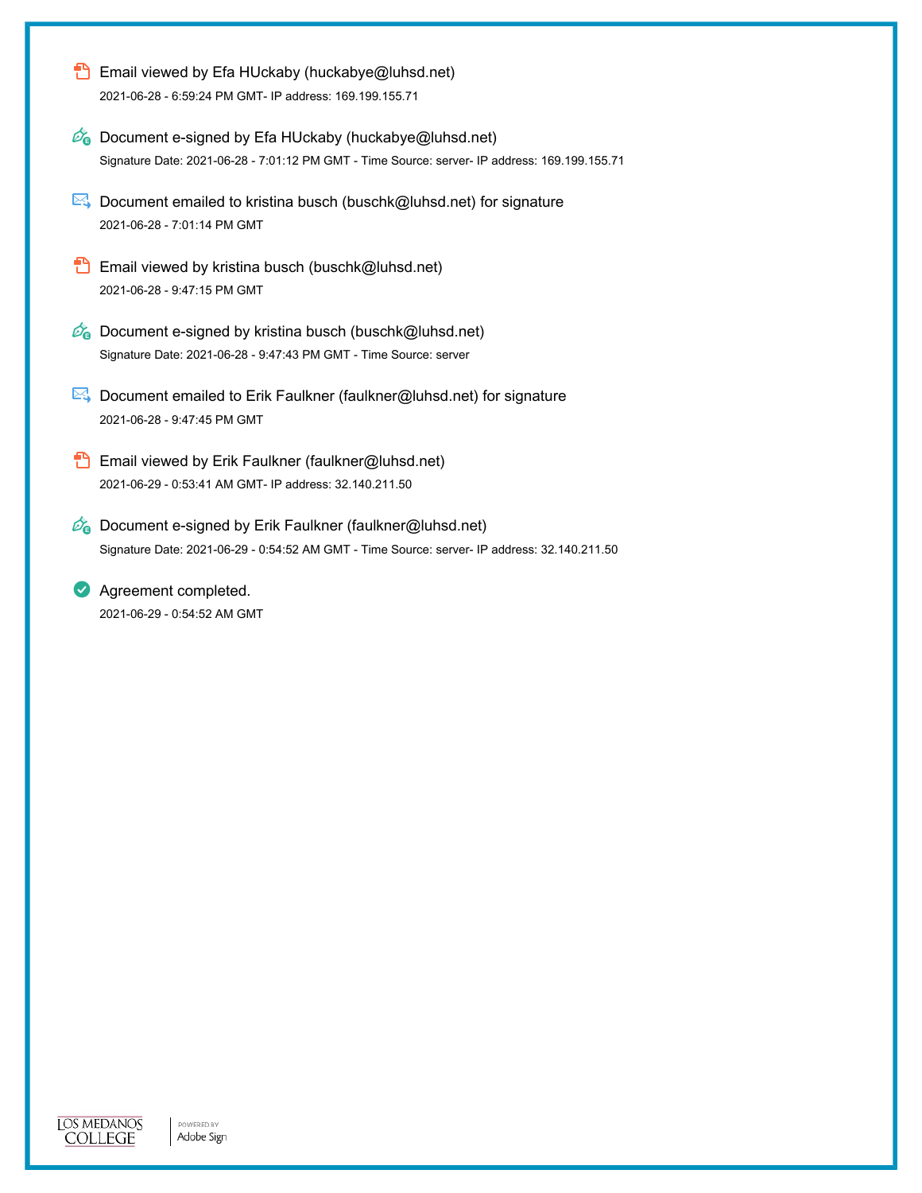Email viewed by Efa HUckaby (huckabye@luhsd.net)

2021-06-28 - 6:59:24 PM GMT- IP address: 169.199.155.71

Document e-signed by Efa HUckaby (huckabye@luhsd.net)

Signature Date: 2021-06-28 - 7:01:12 PM GMT - Time Source: server- IP address: 169.199.155.71

Document emailed to kristina busch (buschk@luhsd.net) for signature

2021-06-28 - 7:01:14 PM GMT

Email viewed by kristina busch (buschk@luhsd.net)

2021-06-28 - 9:47:15 PM GMT

Document e-signed by kristina busch (buschk@luhsd.net)

Signature Date: 2021-06-28 - 9:47:43 PM GMT - Time Source: server

Document emailed to Erik Faulkner (faulkner@luhsd.net) for signature

2021-06-28 - 9:47:45 PM GMT

Email viewed by Erik Faulkner (faulkner@luhsd.net)

2021-06-29 - 0:53:41 AM GMT- IP address: 32.140.211.50

Document e-signed by Erik Faulkner (faulkner@luhsd.net)

Signature Date: 2021-06-29 - 0:54:52 AM GMT - Time Source: server- IP address: 32.140.211.50

Agreement completed.

2021-06-29 - 0:54:52 AM GMT

LOS MEDANOS COLLEGE

POWERED BY Adobe Sign